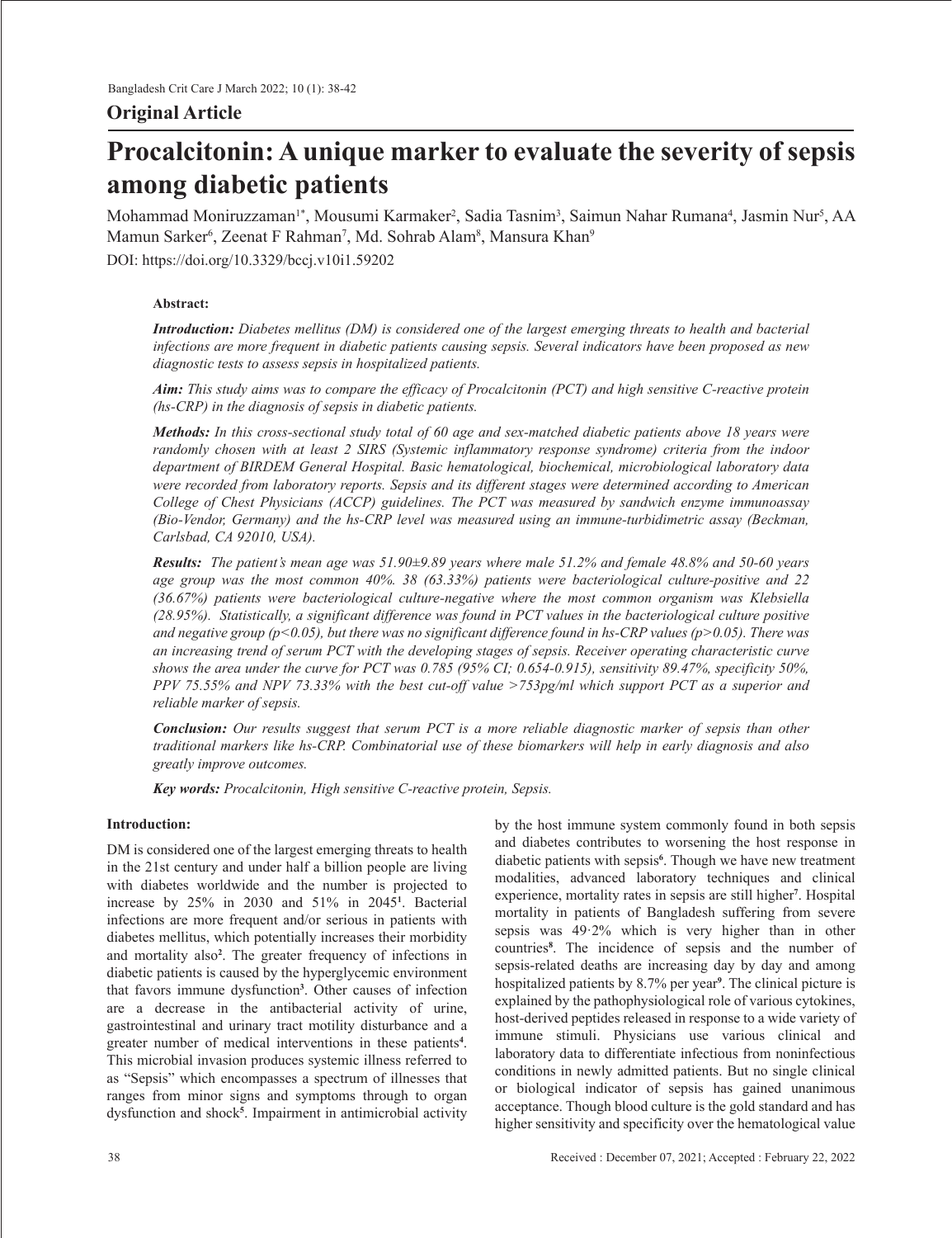## Original Article

# Procalcitonin: A unique marker to evaluate the severity of sepsis among diabetic patients

Mohammad Moniruzzaman[1*], Mousumi Karmaker[2], Sadia Tasnim[3], Saimun Nahar Rumana[4], Jasmin Nur[5], AA Mamun Sarker[6], Zeenat F Rahman[7], Md. Sohrab Alam[8], Mansura Khan[9]

DOI: https://doi.org/10.3329/bccj.v10i1.59202

**Abstract:**

***Introduction:*** *Diabetes mellitus (DM) is considered one of the largest emerging threats to health and bacterial infections are more frequent in diabetic patients causing sepsis. Several indicators have been proposed as new diagnostic tests to assess sepsis in hospitalized patients.*

***Aim:*** *This study aims was to compare the efficacy of Procalcitonin (PCT) and high sensitive C-reactive protein (hs-CRP) in the diagnosis of sepsis in diabetic patients.*

***Methods:*** *In this cross-sectional study total of 60 age and sex-matched diabetic patients above 18 years were randomly chosen with at least 2 SIRS (Systemic inflammatory response syndrome) criteria from the indoor department of BIRDEM General Hospital. Basic hematological, biochemical, microbiological laboratory data were recorded from laboratory reports. Sepsis and its different stages were determined according to American College of Chest Physicians (ACCP) guidelines. The PCT was measured by sandwich enzyme immunoassay (Bio-Vendor, Germany) and the hs-CRP level was measured using an immune-turbidimetric assay (Beckman, Carlsbad, CA 92010, USA).*

***Results:*** *The patient's mean age was 51.90±9.89 years where male 51.2% and female 48.8% and 50-60 years age group was the most common 40%. 38 (63.33%) patients were bacteriological culture-positive and 22 (36.67%) patients were bacteriological culture-negative where the most common organism was Klebsiella (28.95%). Statistically, a significant difference was found in PCT values in the bacteriological culture positive and negative group ($p<0.05$), but there was no significant difference found in hs-CRP values ($p>0.05$). There was an increasing trend of serum PCT with the developing stages of sepsis. Receiver operating characteristic curve shows the area under the curve for PCT was 0.785 (95% CI; 0.654-0.915), sensitivity 89.47%, specificity 50%, PPV 75.55% and NPV 73.33% with the best cut-off value >753pg/ml which support PCT as a superior and reliable marker of sepsis.*

***Conclusion:*** *Our results suggest that serum PCT is a more reliable diagnostic marker of sepsis than other traditional markers like hs-CRP. Combinatorial use of these biomarkers will help in early diagnosis and also greatly improve outcomes.*

***Key words:*** *Procalcitonin, High sensitive C-reactive protein, Sepsis.*

**Introduction:**

DM is considered one of the largest emerging threats to health in the 21st century and under half a billion people are living with diabetes worldwide and the number is projected to increase by 25% in 2030 and 51% in 2045[1]. Bacterial infections are more frequent and/or serious in patients with diabetes mellitus, which potentially increases their morbidity and mortality also[2]. The greater frequency of infections in diabetic patients is caused by the hyperglycemic environment that favors immune dysfunction[3]. Other causes of infection are a decrease in the antibacterial activity of urine, gastrointestinal and urinary tract motility disturbance and a greater number of medical interventions in these patients[4]. This microbial invasion produces systemic illness referred to as "Sepsis" which encompasses a spectrum of illnesses that ranges from minor signs and symptoms through to organ dysfunction and shock[5]. Impairment in antimicrobial activity by the host immune system commonly found in both sepsis and diabetes contributes to worsening the host response in diabetic patients with sepsis[6]. Though we have new treatment modalities, advanced laboratory techniques and clinical experience, mortality rates in sepsis are still higher[7]. Hospital mortality in patients of Bangladesh suffering from severe sepsis was 49·2% which is very higher than in other countries[8]. The incidence of sepsis and the number of sepsis-related deaths are increasing day by day and among hospitalized patients by 8.7% per year[9]. The clinical picture is explained by the pathophysiological role of various cytokines, host-derived peptides released in response to a wide variety of immune stimuli. Physicians use various clinical and laboratory data to differentiate infectious from noninfectious conditions in newly admitted patients. But no single clinical or biological indicator of sepsis has gained unanimous acceptance. Though blood culture is the gold standard and has higher sensitivity and specificity over the hematological value

Received : December 07, 2021; Accepted : February 22, 2022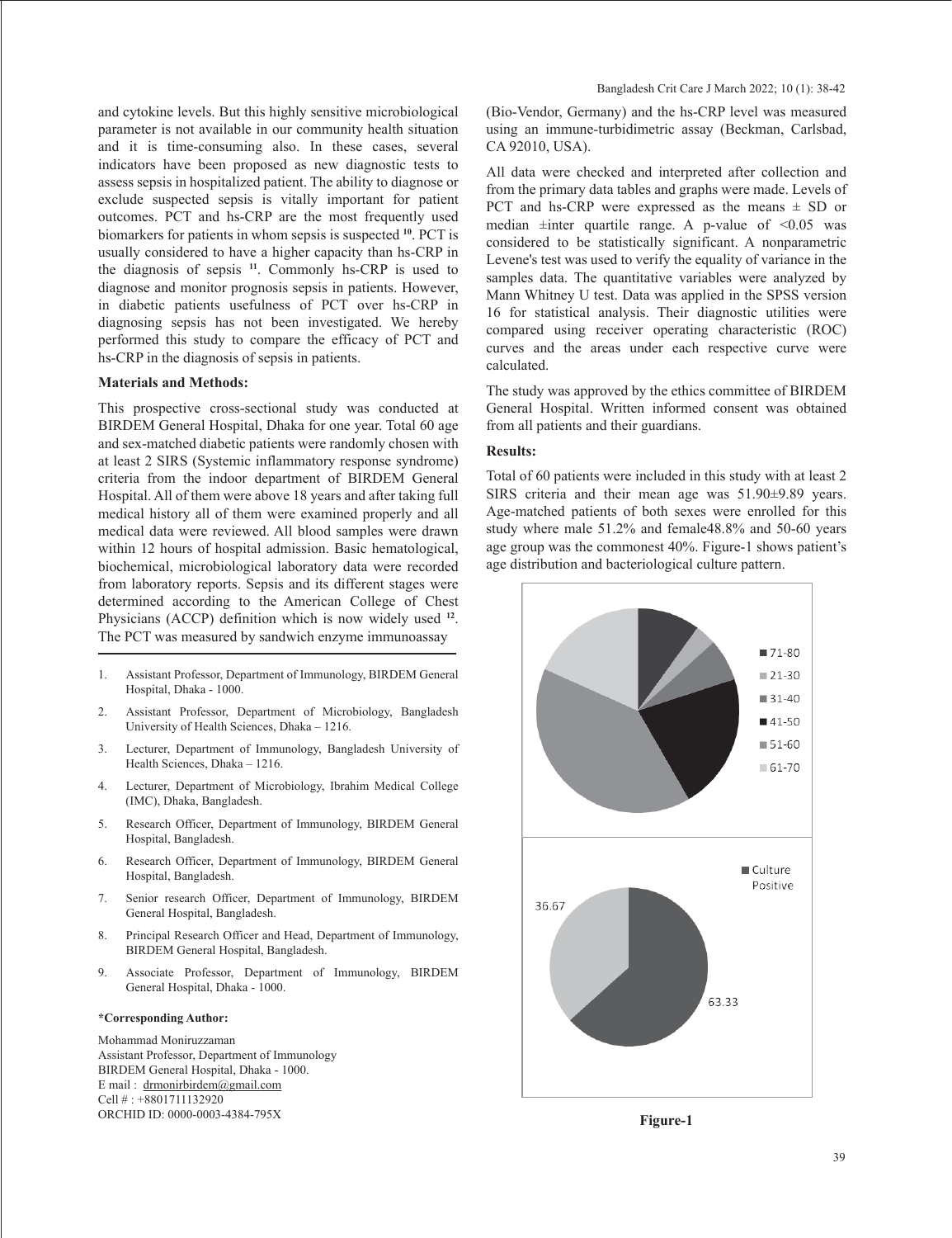and cytokine levels. But this highly sensitive microbiological parameter is not available in our community health situation and it is time-consuming also. In these cases, several indicators have been proposed as new diagnostic tests to assess sepsis in hospitalized patient. The ability to diagnose or exclude suspected sepsis is vitally important for patient outcomes. PCT and hs-CRP are the most frequently used biomarkers for patients in whom sepsis is suspected [10]. PCT is usually considered to have a higher capacity than hs-CRP in the diagnosis of sepsis [11]. Commonly hs-CRP is used to diagnose and monitor prognosis sepsis in patients. However, in diabetic patients usefulness of PCT over hs-CRP in diagnosing sepsis has not been investigated. We hereby performed this study to compare the efficacy of PCT and hs-CRP in the diagnosis of sepsis in patients.

**Materials and Methods:**

This prospective cross-sectional study was conducted at BIRDEM General Hospital, Dhaka for one year. Total 60 age and sex-matched diabetic patients were randomly chosen with at least 2 SIRS (Systemic inflammatory response syndrome) criteria from the indoor department of BIRDEM General Hospital. All of them were above 18 years and after taking full medical history all of them were examined properly and all medical data were reviewed. All blood samples were drawn within 12 hours of hospital admission. Basic hematological, biochemical, microbiological laboratory data were recorded from laboratory reports. Sepsis and its different stages were determined according to the American College of Chest Physicians (ACCP) definition which is now widely used [12]. The PCT was measured by sandwich enzyme immunoassay (Bio-Vendor, Germany) and the hs-CRP level was measured using an immune-turbidimetric assay (Beckman, Carlsbad, CA 92010, USA).

All data were checked and interpreted after collection and from the primary data tables and graphs were made. Levels of PCT and hs-CRP were expressed as the means ± SD or median ±inter quartile range. A p-value of <0.05 was considered to be statistically significant. A nonparametric Levene's test was used to verify the equality of variance in the samples data. The quantitative variables were analyzed by Mann Whitney U test. Data was applied in the SPSS version 16 for statistical analysis. Their diagnostic utilities were compared using receiver operating characteristic (ROC) curves and the areas under each respective curve were calculated.

The study was approved by the ethics committee of BIRDEM General Hospital. Written informed consent was obtained from all patients and their guardians.

**Results:**

Total of 60 patients were included in this study with at least 2 SIRS criteria and their mean age was 51.90±9.89 years. Age-matched patients of both sexes were enrolled for this study where male 51.2% and female48.8% and 50-60 years age group was the commonest 40%. Figure-1 shows patient's age distribution and bacteriological culture pattern.

**Figure-1**

1. Assistant Professor, Department of Immunology, BIRDEM General Hospital, Dhaka - 1000.
2. Assistant Professor, Department of Microbiology, Bangladesh University of Health Sciences, Dhaka – 1216.
3. Lecturer, Department of Immunology, Bangladesh University of Health Sciences, Dhaka – 1216.
4. Lecturer, Department of Microbiology, Ibrahim Medical College (IMC), Dhaka, Bangladesh.
5. Research Officer, Department of Immunology, BIRDEM General Hospital, Bangladesh.
6. Research Officer, Department of Immunology, BIRDEM General Hospital, Bangladesh.
7. Senior research Officer, Department of Immunology, BIRDEM General Hospital, Bangladesh.
8. Principal Research Officer and Head, Department of Immunology, BIRDEM General Hospital, Bangladesh.
9. Associate Professor, Department of Immunology, BIRDEM General Hospital, Dhaka - 1000.

**\*Corresponding Author:**

Mohammad Moniruzzaman
Assistant Professor, Department of Immunology
BIRDEM General Hospital, Dhaka - 1000.
E mail : drmonirbirdem@gmail.com
Cell # : +8801711132920
ORCHID ID: 0000-0003-4384-795X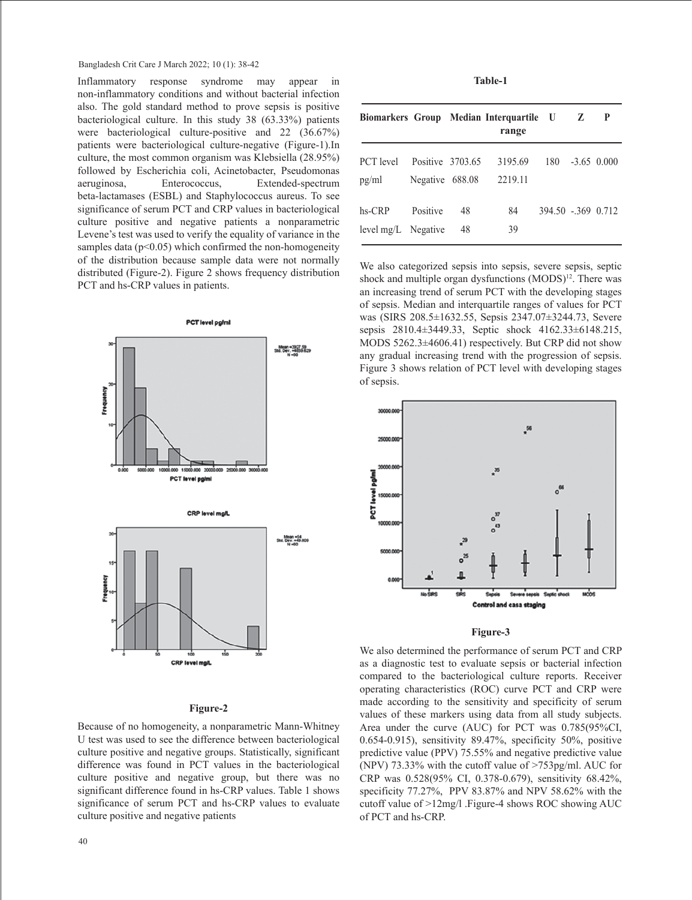Inflammatory response syndrome may appear in non-inflammatory conditions and without bacterial infection also. The gold standard method to prove sepsis is positive bacteriological culture. In this study 38 (63.33%) patients were bacteriological culture-positive and 22 (36.67%) patients were bacteriological culture-negative (Figure-1).In culture, the most common organism was Klebsiella (28.95%) followed by Escherichia coli, Acinetobacter, Pseudomonas aeruginosa, Enterococcus, Extended-spectrum beta-lactamases (ESBL) and Staphylococcus aureus. To see significance of serum PCT and CRP values in bacteriological culture positive and negative patients a nonparametric Levene's test was used to verify the equality of variance in the samples data ($p<0.05$) which confirmed the non-homogeneity of the distribution because sample data were not normally distributed (Figure-2). Figure 2 shows frequency distribution PCT and hs-CRP values in patients.

**Figure-2**

Because of no homogeneity, a nonparametric Mann-Whitney U test was used to see the difference between bacteriological culture positive and negative groups. Statistically, significant difference was found in PCT values in the bacteriological culture positive and negative group, but there was no significant difference found in hs-CRP values. Table 1 shows significance of serum PCT and hs-CRP values to evaluate culture positive and negative patients

**Table-1**

| Biomarkers | Group | Median | Interquartile range | U | Z | P |
|---|---|---|---|---|---|---|
| PCT level pg/ml | Positive | 3703.65 | 3195.69 | 180 | -3.65 | 0.000 |
| | Negative | 688.08 | 2219.11 | | | |
| hs-CRP level mg/L | Positive | 48 | 84 | 394.50 | -.369 | 0.712 |
| | Negative | 48 | 39 | | | |

We also categorized sepsis into sepsis, severe sepsis, septic shock and multiple organ dysfunctions (MODS)[12]. There was an increasing trend of serum PCT with the developing stages of sepsis. Median and interquartile ranges of values for PCT was (SIRS 208.5±1632.55, Sepsis 2347.07±3244.73, Severe sepsis 2810.4±3449.33, Septic shock 4162.33±6148.215, MODS 5262.3±4606.41) respectively. But CRP did not show any gradual increasing trend with the progression of sepsis. Figure 3 shows relation of PCT level with developing stages of sepsis.

**Figure-3**

We also determined the performance of serum PCT and CRP as a diagnostic test to evaluate sepsis or bacterial infection compared to the bacteriological culture reports. Receiver operating characteristics (ROC) curve PCT and CRP were made according to the sensitivity and specificity of serum values of these markers using data from all study subjects. Area under the curve (AUC) for PCT was 0.785(95%CI, 0.654-0.915), sensitivity 89.47%, specificity 50%, positive predictive value (PPV) 75.55% and negative predictive value (NPV) 73.33% with the cutoff value of >753pg/ml. AUC for CRP was 0.528(95% CI, 0.378-0.679), sensitivity 68.42%, specificity 77.27%, PPV 83.87% and NPV 58.62% with the cutoff value of >12mg/l .Figure-4 shows ROC showing AUC of PCT and hs-CRP.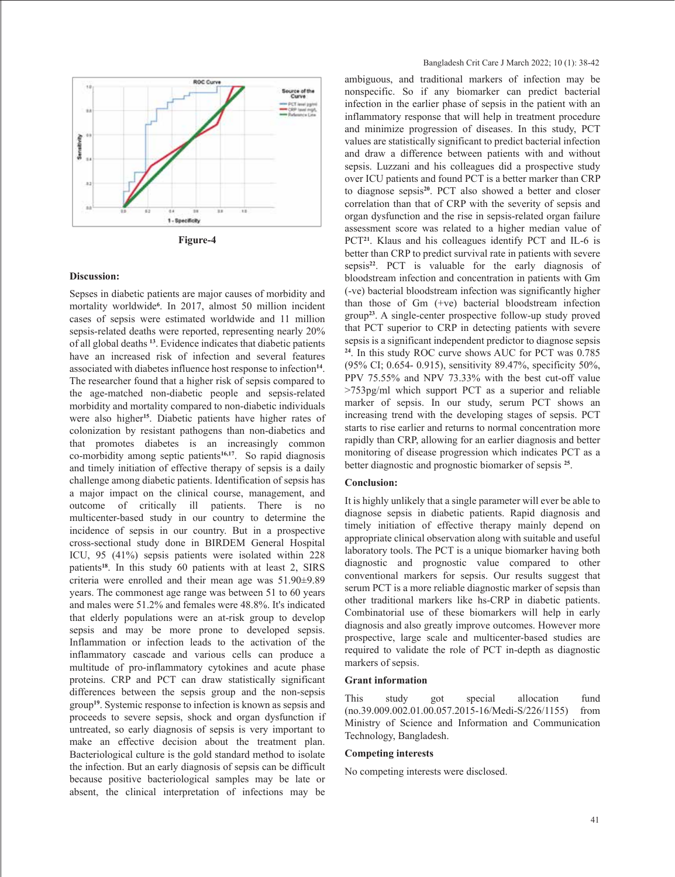Figure-4

## Discussion:

Sepses in diabetic patients are major causes of morbidity and mortality worldwide[6]. In 2017, almost 50 million incident cases of sepsis were estimated worldwide and 11 million sepsis-related deaths were reported, representing nearly 20% of all global deaths [13]. Evidence indicates that diabetic patients have an increased risk of infection and several features associated with diabetes influence host response to infection[14]. The researcher found that a higher risk of sepsis compared to the age-matched non-diabetic people and sepsis-related morbidity and mortality compared to non-diabetic individuals were also higher[15]. Diabetic patients have higher rates of colonization by resistant pathogens than non-diabetics and that promotes diabetes is an increasingly common co-morbidity among septic patients[16,17]. So rapid diagnosis and timely initiation of effective therapy of sepsis is a daily challenge among diabetic patients. Identification of sepsis has a major impact on the clinical course, management, and outcome of critically ill patients. There is no multicenter-based study in our country to determine the incidence of sepsis in our country. But in a prospective cross-sectional study done in BIRDEM General Hospital ICU, 95 (41%) sepsis patients were isolated within 228 patients[18]. In this study 60 patients with at least 2, SIRS criteria were enrolled and their mean age was 51.90±9.89 years. The commonest age range was between 51 to 60 years and males were 51.2% and females were 48.8%. It's indicated that elderly populations were an at-risk group to develop sepsis and may be more prone to developed sepsis. Inflammation or infection leads to the activation of the inflammatory cascade and various cells can produce a multitude of pro-inflammatory cytokines and acute phase proteins. CRP and PCT can draw statistically significant differences between the sepsis group and the non-sepsis group[19]. Systemic response to infection is known as sepsis and proceeds to severe sepsis, shock and organ dysfunction if untreated, so early diagnosis of sepsis is very important to make an effective decision about the treatment plan. Bacteriological culture is the gold standard method to isolate the infection. But an early diagnosis of sepsis can be difficult because positive bacteriological samples may be late or absent, the clinical interpretation of infections may be ambiguous, and traditional markers of infection may be nonspecific. So if any biomarker can predict bacterial infection in the earlier phase of sepsis in the patient with an inflammatory response that will help in treatment procedure and minimize progression of diseases. In this study, PCT values are statistically significant to predict bacterial infection and draw a difference between patients with and without sepsis. Luzzani and his colleagues did a prospective study over ICU patients and found PCT is a better marker than CRP to diagnose sepsis[20]. PCT also showed a better and closer correlation than that of CRP with the severity of sepsis and organ dysfunction and the rise in sepsis-related organ failure assessment score was related to a higher median value of PCT[21]. Klaus and his colleagues identify PCT and IL-6 is better than CRP to predict survival rate in patients with severe sepsis[22]. PCT is valuable for the early diagnosis of bloodstream infection and concentration in patients with Gm (-ve) bacterial bloodstream infection was significantly higher than those of Gm (+ve) bacterial bloodstream infection group[23]. A single-center prospective follow-up study proved that PCT superior to CRP in detecting patients with severe sepsis is a significant independent predictor to diagnose sepsis [24]. In this study ROC curve shows AUC for PCT was 0.785 (95% CI; 0.654- 0.915), sensitivity 89.47%, specificity 50%, PPV 75.55% and NPV 73.33% with the best cut-off value >753pg/ml which support PCT as a superior and reliable marker of sepsis. In our study, serum PCT shows an increasing trend with the developing stages of sepsis. PCT starts to rise earlier and returns to normal concentration more rapidly than CRP, allowing for an earlier diagnosis and better monitoring of disease progression which indicates PCT as a better diagnostic and prognostic biomarker of sepsis [25].

## Conclusion:

It is highly unlikely that a single parameter will ever be able to diagnose sepsis in diabetic patients. Rapid diagnosis and timely initiation of effective therapy mainly depend on appropriate clinical observation along with suitable and useful laboratory tools. The PCT is a unique biomarker having both diagnostic and prognostic value compared to other conventional markers for sepsis. Our results suggest that serum PCT is a more reliable diagnostic marker of sepsis than other traditional markers like hs-CRP in diabetic patients. Combinatorial use of these biomarkers will help in early diagnosis and also greatly improve outcomes. However more prospective, large scale and multicenter-based studies are required to validate the role of PCT in-depth as diagnostic markers of sepsis.

## Grant information

This study got special allocation fund (no.39.009.002.01.00.057.2015-16/Medi-S/226/1155) from Ministry of Science and Information and Communication Technology, Bangladesh.

## Competing interests

No competing interests were disclosed.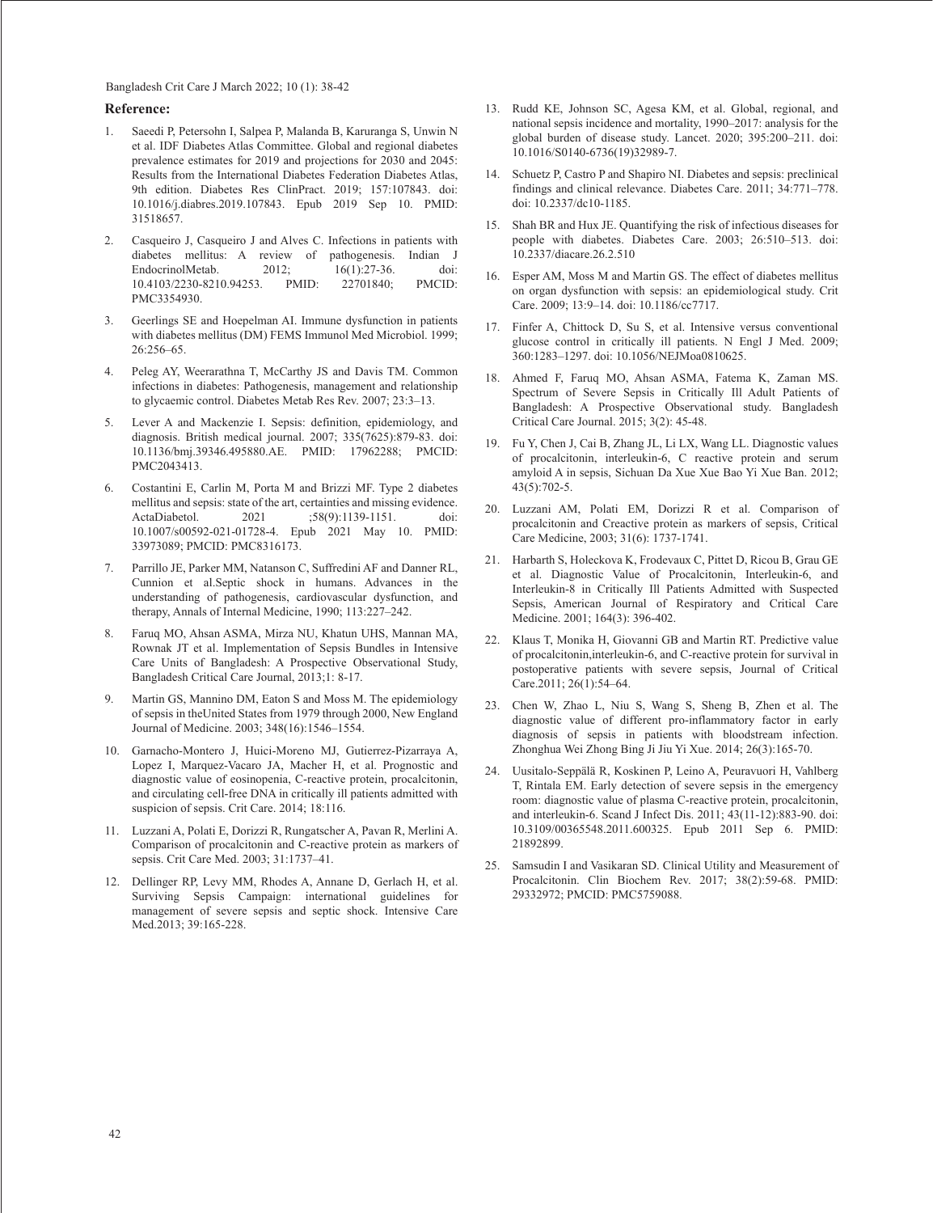## Reference:

1. Saeedi P, Petersohn I, Salpea P, Malanda B, Karuranga S, Unwin N et al. IDF Diabetes Atlas Committee. Global and regional diabetes prevalence estimates for 2019 and projections for 2030 and 2045: Results from the International Diabetes Federation Diabetes Atlas, 9th edition. Diabetes Res ClinPract. 2019; 157:107843. doi: 10.1016/j.diabres.2019.107843. Epub 2019 Sep 10. PMID: 31518657.
2. Casqueiro J, Casqueiro J and Alves C. Infections in patients with diabetes mellitus: A review of pathogenesis. Indian J EndocrinolMetab. 2012; 16(1):27-36. doi: 10.4103/2230-8210.94253. PMID: 22701840; PMCID: PMC3354930.
3. Geerlings SE and Hoepelman AI. Immune dysfunction in patients with diabetes mellitus (DM) FEMS Immunol Med Microbiol. 1999; 26:256–65.
4. Peleg AY, Weerarathna T, McCarthy JS and Davis TM. Common infections in diabetes: Pathogenesis, management and relationship to glycaemic control. Diabetes Metab Res Rev. 2007; 23:3–13.
5. Lever A and Mackenzie I. Sepsis: definition, epidemiology, and diagnosis. British medical journal. 2007; 335(7625):879-83. doi: 10.1136/bmj.39346.495880.AE. PMID: 17962288; PMCID: PMC2043413.
6. Costantini E, Carlin M, Porta M and Brizzi MF. Type 2 diabetes mellitus and sepsis: state of the art, certainties and missing evidence. ActaDiabetol. 2021 ;58(9):1139-1151. doi: 10.1007/s00592-021-01728-4. Epub 2021 May 10. PMID: 33973089; PMCID: PMC8316173.
7. Parrillo JE, Parker MM, Natanson C, Suffredini AF and Danner RL, Cunnion et al.Septic shock in humans. Advances in the understanding of pathogenesis, cardiovascular dysfunction, and therapy, Annals of Internal Medicine, 1990; 113:227–242.
8. Faruq MO, Ahsan ASMA, Mirza NU, Khatun UHS, Mannan MA, Rownak JT et al. Implementation of Sepsis Bundles in Intensive Care Units of Bangladesh: A Prospective Observational Study, Bangladesh Critical Care Journal, 2013;1: 8-17.
9. Martin GS, Mannino DM, Eaton S and Moss M. The epidemiology of sepsis in theUnited States from 1979 through 2000, New England Journal of Medicine. 2003; 348(16):1546–1554.
10. Garnacho-Montero J, Huici-Moreno MJ, Gutierrez-Pizarraya A, Lopez I, Marquez-Vacaro JA, Macher H, et al. Prognostic and diagnostic value of eosinopenia, C-reactive protein, procalcitonin, and circulating cell-free DNA in critically ill patients admitted with suspicion of sepsis. Crit Care. 2014; 18:116.
11. Luzzani A, Polati E, Dorizzi R, Rungatscher A, Pavan R, Merlini A. Comparison of procalcitonin and C-reactive protein as markers of sepsis. Crit Care Med. 2003; 31:1737–41.
12. Dellinger RP, Levy MM, Rhodes A, Annane D, Gerlach H, et al. Surviving Sepsis Campaign: international guidelines for management of severe sepsis and septic shock. Intensive Care Med.2013; 39:165-228.
13. Rudd KE, Johnson SC, Agesa KM, et al. Global, regional, and national sepsis incidence and mortality, 1990–2017: analysis for the global burden of disease study. Lancet. 2020; 395:200–211. doi: 10.1016/S0140-6736(19)32989-7.
14. Schuetz P, Castro P and Shapiro NI. Diabetes and sepsis: preclinical findings and clinical relevance. Diabetes Care. 2011; 34:771–778. doi: 10.2337/dc10-1185.
15. Shah BR and Hux JE. Quantifying the risk of infectious diseases for people with diabetes. Diabetes Care. 2003; 26:510–513. doi: 10.2337/diacare.26.2.510
16. Esper AM, Moss M and Martin GS. The effect of diabetes mellitus on organ dysfunction with sepsis: an epidemiological study. Crit Care. 2009; 13:9–14. doi: 10.1186/cc7717.
17. Finfer A, Chittock D, Su S, et al. Intensive versus conventional glucose control in critically ill patients. N Engl J Med. 2009; 360:1283–1297. doi: 10.1056/NEJMoa0810625.
18. Ahmed F, Faruq MO, Ahsan ASMA, Fatema K, Zaman MS. Spectrum of Severe Sepsis in Critically Ill Adult Patients of Bangladesh: A Prospective Observational study. Bangladesh Critical Care Journal. 2015; 3(2): 45-48.
19. Fu Y, Chen J, Cai B, Zhang JL, Li LX, Wang LL. Diagnostic values of procalcitonin, interleukin-6, C reactive protein and serum amyloid A in sepsis, Sichuan Da Xue Xue Bao Yi Xue Ban. 2012; 43(5):702-5.
20. Luzzani AM, Polati EM, Dorizzi R et al. Comparison of procalcitonin and Creactive protein as markers of sepsis, Critical Care Medicine, 2003; 31(6): 1737-1741.
21. Harbarth S, Holeckova K, Frodevaux C, Pittet D, Ricou B, Grau GE et al. Diagnostic Value of Procalcitonin, Interleukin-6, and Interleukin-8 in Critically Ill Patients Admitted with Suspected Sepsis, American Journal of Respiratory and Critical Care Medicine. 2001; 164(3): 396-402.
22. Klaus T, Monika H, Giovanni GB and Martin RT. Predictive value of procalcitonin,interleukin-6, and C-reactive protein for survival in postoperative patients with severe sepsis, Journal of Critical Care.2011; 26(1):54–64.
23. Chen W, Zhao L, Niu S, Wang S, Sheng B, Zhen et al. The diagnostic value of different pro-inflammatory factor in early diagnosis of sepsis in patients with bloodstream infection. Zhonghua Wei Zhong Bing Ji Jiu Yi Xue. 2014; 26(3):165-70.
24. Uusitalo-Seppälä R, Koskinen P, Leino A, Peuravuori H, Vahlberg T, Rintala EM. Early detection of severe sepsis in the emergency room: diagnostic value of plasma C-reactive protein, procalcitonin, and interleukin-6. Scand J Infect Dis. 2011; 43(11-12):883-90. doi: 10.3109/00365548.2011.600325. Epub 2011 Sep 6. PMID: 21892899.
25. Samsudin I and Vasikaran SD. Clinical Utility and Measurement of Procalcitonin. Clin Biochem Rev. 2017; 38(2):59-68. PMID: 29332972; PMCID: PMC5759088.